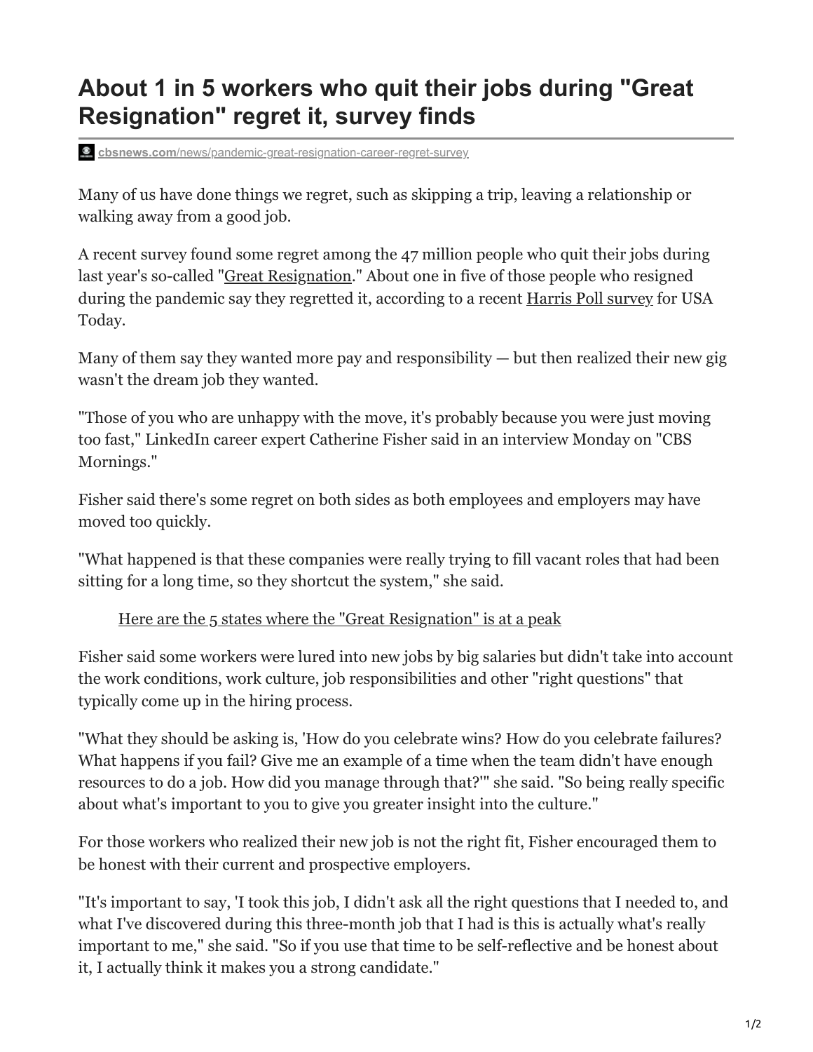# About 1 in 5 workers who quit their jobs during "Great Resignation" regret it, survey finds

cbsnews.com/news/pandemic-great-resignation-career-regret-survey

Many of us have done things we regret, such as skipping a trip, leaving a relationship or walking away from a good job.

A recent survey found some regret among the 47 million people who quit their jobs during last year's so-called "Great Resignation." About one in five of those people who resigned during the pandemic say they regretted it, according to a recent Harris Poll survey for USA Today.

Many of them say they wanted more pay and responsibility — but then realized their new gig wasn't the dream job they wanted.

"Those of you who are unhappy with the move, it's probably because you were just moving too fast," LinkedIn career expert Catherine Fisher said in an interview Monday on "CBS Mornings."

Fisher said there's some regret on both sides as both employees and employers may have moved too quickly.

"What happened is that these companies were really trying to fill vacant roles that had been sitting for a long time, so they shortcut the system," she said.

Here are the 5 states where the "Great Resignation" is at a peak

Fisher said some workers were lured into new jobs by big salaries but didn't take into account the work conditions, work culture, job responsibilities and other "right questions" that typically come up in the hiring process.

"What they should be asking is, 'How do you celebrate wins? How do you celebrate failures? What happens if you fail? Give me an example of a time when the team didn't have enough resources to do a job. How did you manage through that?'" she said. "So being really specific about what's important to you to give you greater insight into the culture."

For those workers who realized their new job is not the right fit, Fisher encouraged them to be honest with their current and prospective employers.

"It's important to say, 'I took this job, I didn't ask all the right questions that I needed to, and what I've discovered during this three-month job that I had is this is actually what's really important to me," she said. "So if you use that time to be self-reflective and be honest about it, I actually think it makes you a strong candidate."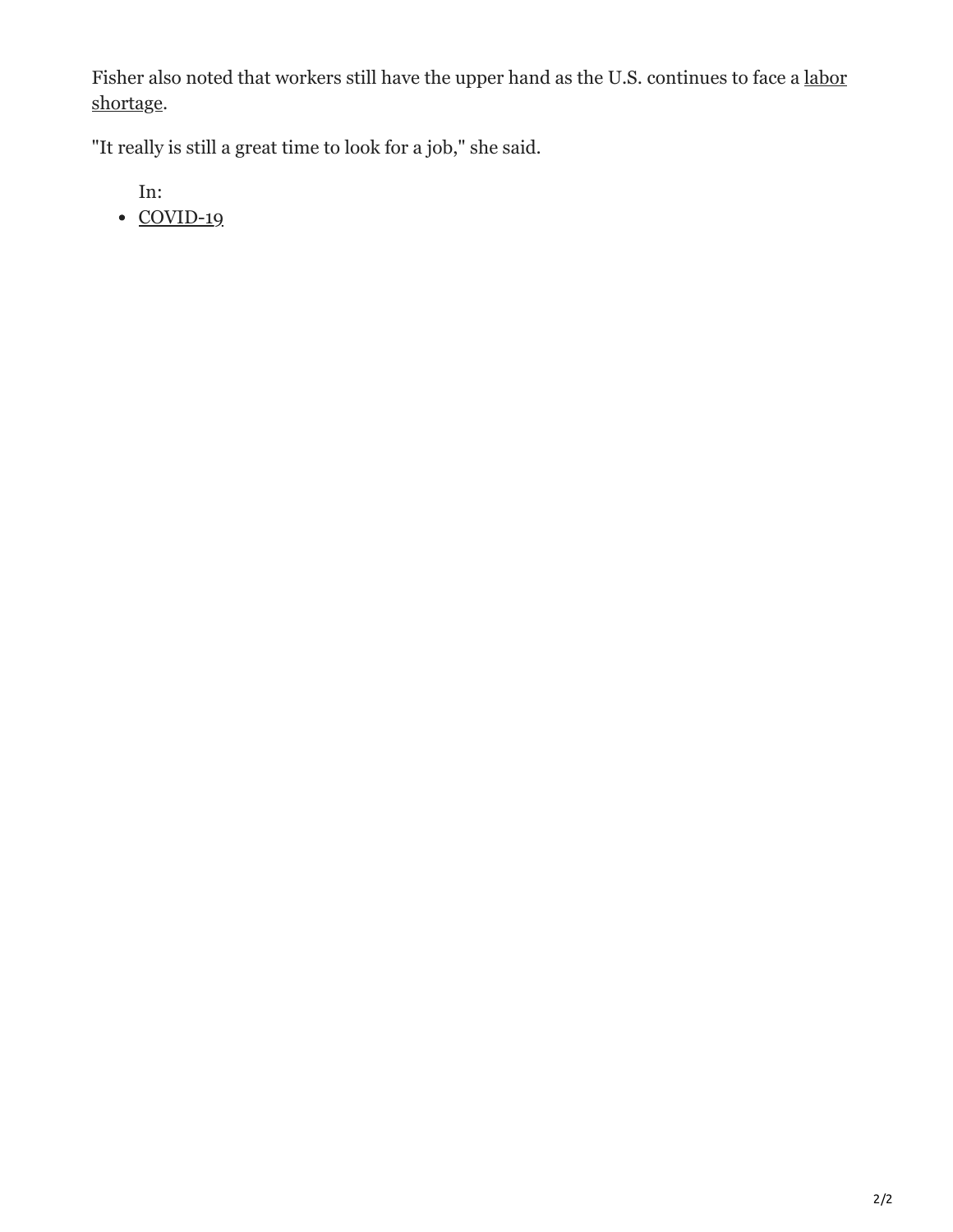Fisher also noted that workers still have the upper hand as the U.S. continues to face a labor shortage.

"It really is still a great time to look for a job," she said.

In:

- COVID-19